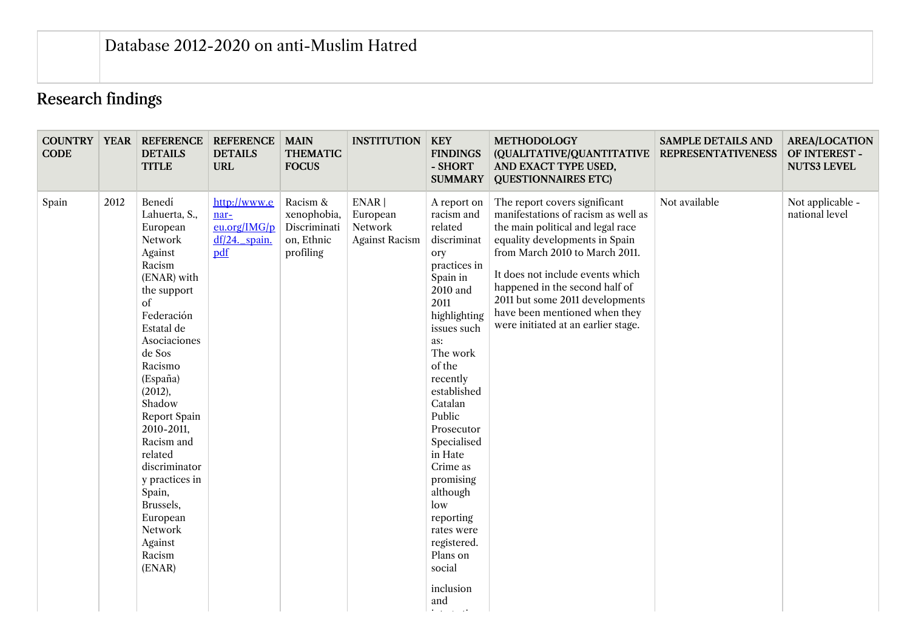| | Database 2012-2020 on anti-Muslim Hatred |
|---|---|

## Research findings

| COUNTRY CODE | YEAR | REFERENCE DETAILS TITLE | REFERENCE DETAILS URL | MAIN THEMATIC FOCUS | INSTITUTION | KEY FINDINGS - SHORT SUMMARY | METHODOLOGY (QUALITATIVE/QUANTITATIVE AND EXACT TYPE USED, QUESTIONNAIRES ETC) | SAMPLE DETAILS AND REPRESENTATIVENESS | AREA/LOCATION OF INTEREST - NUTS3 LEVEL |
|---|---|---|---|---|---|---|---|---|---|
| Spain | 2012 | Benedí Lahuerta, S., European Network Against Racism (ENAR) with the support of Federación Estatal de Asociaciones de Sos Racismo (España) (2012), Shadow Report Spain 2010-2011, Racism and related discriminatory practices in Spain, Brussels, European Network Against Racism (ENAR) | http://www.enar-eu.org/IMG/pdf/24._spain.pdf | Racism & xenophobia, Discrimination, Ethnic profiling | ENAR \| European Network Against Racism | A report on racism and related discriminatory practices in Spain in 2010 and 2011 highlighting issues such as: The work of the recently established Catalan Public Prosecutor Specialised in Hate Crime as promising although low reporting rates were registered. Plans on social inclusion and | The report covers significant manifestations of racism as well as the main political and legal race equality developments in Spain from March 2010 to March 2011. It does not include events which happened in the second half of 2011 but some 2011 developments have been mentioned when they were initiated at an earlier stage. | Not available | Not applicable - national level |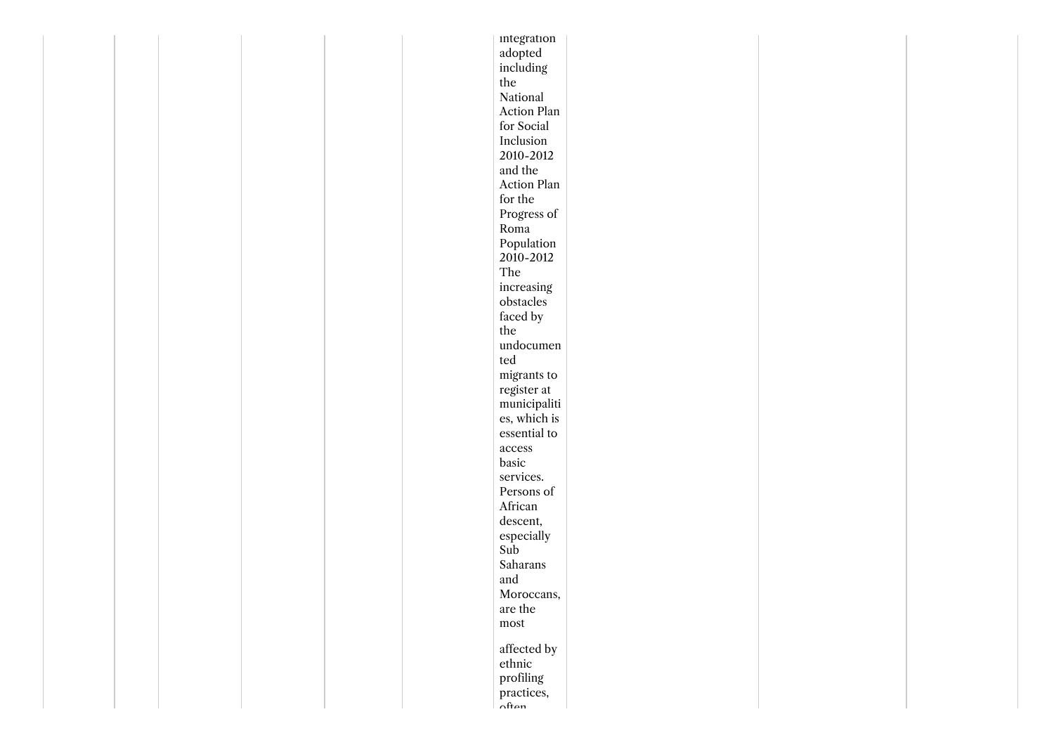| | | | | | | | | | |
|---|---|---|---|---|---|---|---|---|---|
| | | | | | | integration adopted including the National Action Plan for Social Inclusion 2010-2012 and the Action Plan for the Progress of Roma Population 2010-2012 The increasing obstacles faced by the undocumented migrants to register at municipalities, which is essential to access basic services. Persons of African descent, especially Sub Saharans and Moroccans, are the most affected by ethnic profiling practices, often | | | |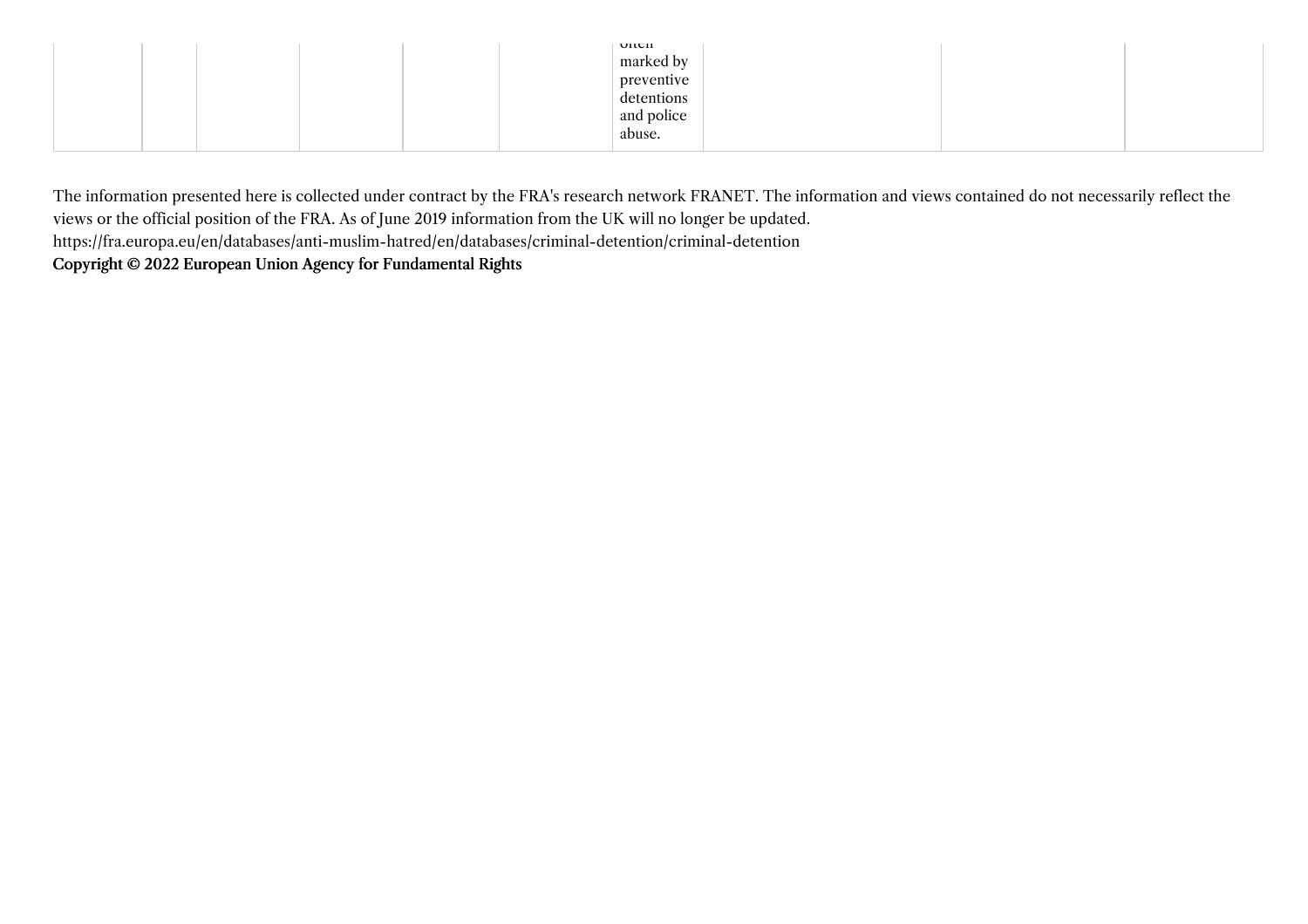| | | | | | | | | | |
|---|---|---|---|---|---|---|---|---|---|
| | | | | | | often marked by preventive detentions and police abuse. | | | |

The information presented here is collected under contract by the FRA's research network FRANET. The information and views contained do not necessarily reflect the views or the official position of the FRA. As of June 2019 information from the UK will no longer be updated.
https://fra.europa.eu/en/databases/anti-muslim-hatred/en/databases/criminal-detention/criminal-detention
**Copyright © 2022 European Union Agency for Fundamental Rights**